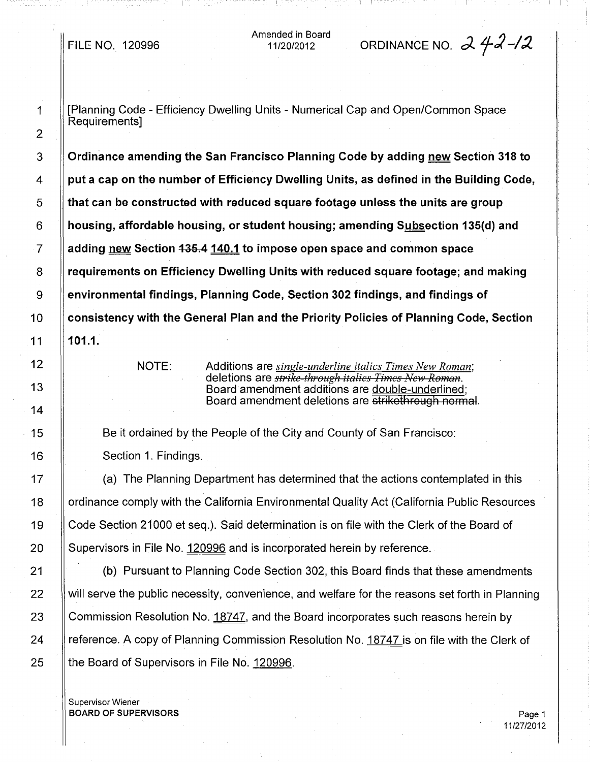FILE NO. 120996

Amended in Board
11/20/2012

ORDINANCE NO. 242-12

[Planning Code - Efficiency Dwelling Units - Numerical Cap and Open/Common Space Requirements]

**Ordinance amending the San Francisco Planning Code by adding new Section 318 to put a cap on the number of Efficiency Dwelling Units, as defined in the Building Code, that can be constructed with reduced square footage unless the units are group housing, affordable housing, or student housing; amending Subsection 135(d) and adding new Section ~~135.4~~ 140.1 to impose open space and common space requirements on Efficiency Dwelling Units with reduced square footage; and making environmental findings, Planning Code, Section 302 findings, and findings of consistency with the General Plan and the Priority Policies of Planning Code, Section 101.1.**

NOTE: Additions are *single-underline italics Times New Roman*; deletions are ~~*strike-through italics Times New Roman*~~. Board amendment additions are double-underlined; Board amendment deletions are ~~strikethrough normal~~.

Be it ordained by the People of the City and County of San Francisco:

Section 1. Findings.

(a) The Planning Department has determined that the actions contemplated in this ordinance comply with the California Environmental Quality Act (California Public Resources Code Section 21000 et seq.). Said determination is on file with the Clerk of the Board of Supervisors in File No. 120996 and is incorporated herein by reference.

(b) Pursuant to Planning Code Section 302, this Board finds that these amendments will serve the public necessity, convenience, and welfare for the reasons set forth in Planning Commission Resolution No. 18747, and the Board incorporates such reasons herein by reference. A copy of Planning Commission Resolution No. 18747 is on file with the Clerk of the Board of Supervisors in File No. 120996.

Supervisor Wiener
BOARD OF SUPERVISORS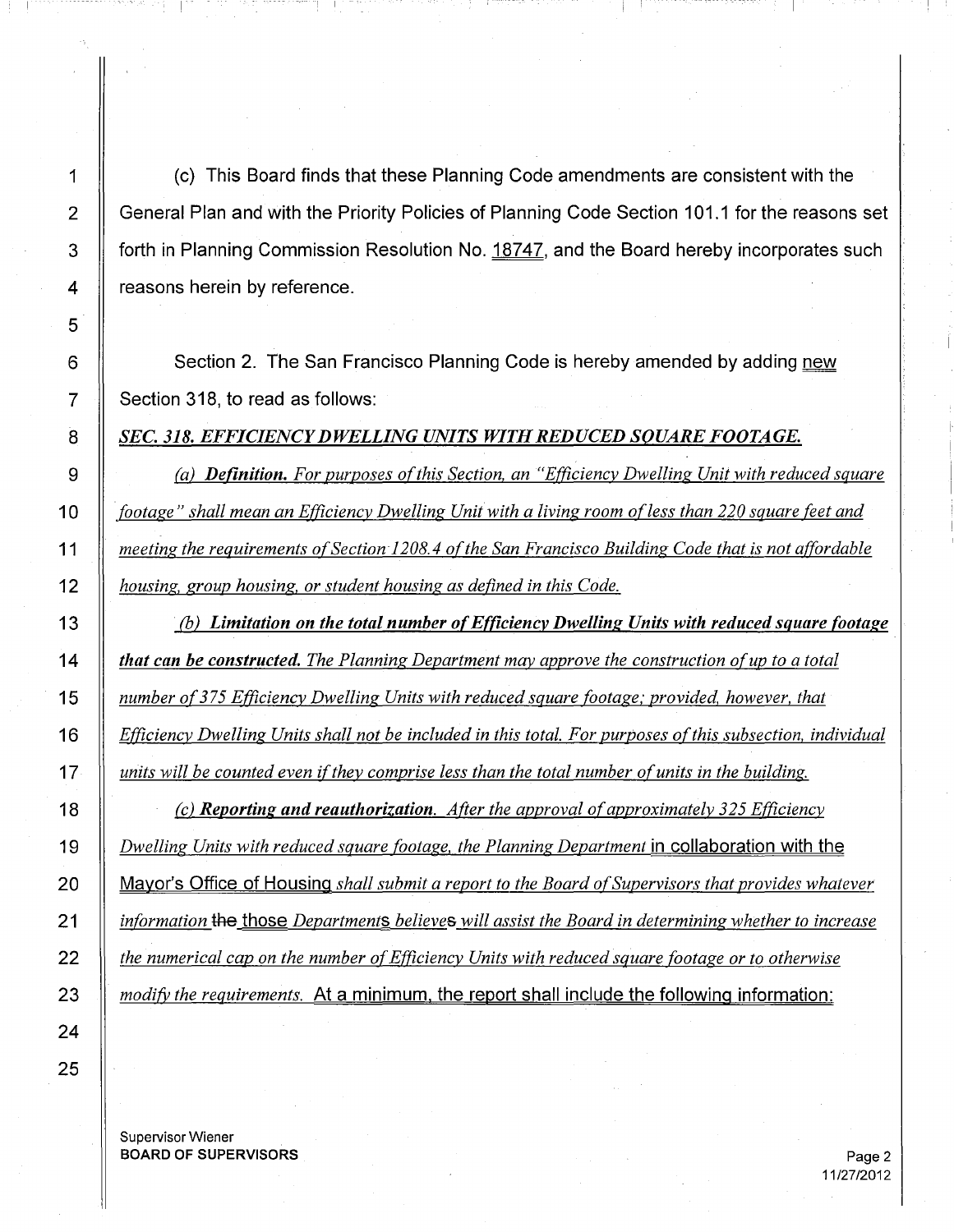(c) This Board finds that these Planning Code amendments are consistent with the General Plan and with the Priority Policies of Planning Code Section 101.1 for the reasons set forth in Planning Commission Resolution No. 18747, and the Board hereby incorporates such reasons herein by reference.

Section 2. The San Francisco Planning Code is hereby amended by adding new Section 318, to read as follows:

***SEC. 318. EFFICIENCY DWELLING UNITS WITH REDUCED SQUARE FOOTAGE.***

*(a) **Definition.** For purposes of this Section, an "Efficiency Dwelling Unit with reduced square footage" shall mean an Efficiency Dwelling Unit with a living room of less than 220 square feet and meeting the requirements of Section 1208.4 of the San Francisco Building Code that is not affordable housing, group housing, or student housing as defined in this Code.*

*(b) **Limitation on the total number of Efficiency Dwelling Units with reduced square footage that can be constructed.** The Planning Department may approve the construction of up to a total number of 375 Efficiency Dwelling Units with reduced square footage; provided, however, that Efficiency Dwelling Units shall not be included in this total. For purposes of this subsection, individual units will be counted even if they comprise less than the total number of units in the building.*

*(c) **Reporting and reauthorization.** After the approval of approximately 325 Efficiency Dwelling Units with reduced square footage, the Planning Department* in collaboration with the Mayor's Office of Housing *shall submit a report to the Board of Supervisors that provides whatever information* ~~the~~ those *Departments believes will assist the Board in determining whether to increase the numerical cap on the number of Efficiency Units with reduced square footage or to otherwise modify the requirements.* At a minimum, the report shall include the following information: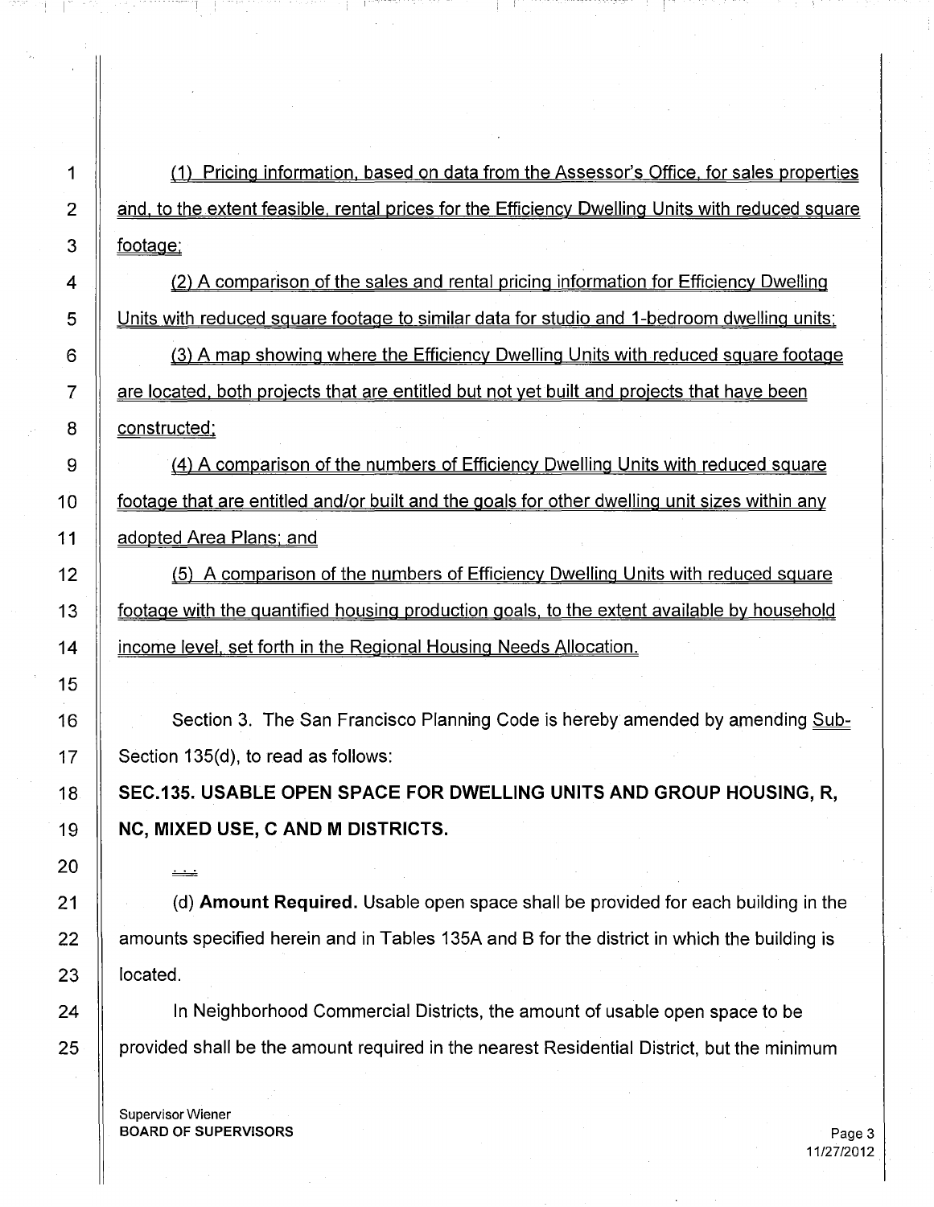(1) Pricing information, based on data from the Assessor's Office, for sales properties and, to the extent feasible, rental prices for the Efficiency Dwelling Units with reduced square footage;

(2) A comparison of the sales and rental pricing information for Efficiency Dwelling Units with reduced square footage to similar data for studio and 1-bedroom dwelling units;

(3) A map showing where the Efficiency Dwelling Units with reduced square footage are located, both projects that are entitled but not yet built and projects that have been constructed;

(4) A comparison of the numbers of Efficiency Dwelling Units with reduced square footage that are entitled and/or built and the goals for other dwelling unit sizes within any adopted Area Plans; and

(5) A comparison of the numbers of Efficiency Dwelling Units with reduced square footage with the quantified housing production goals, to the extent available by household income level, set forth in the Regional Housing Needs Allocation.

Section 3. The San Francisco Planning Code is hereby amended by amending Sub-Section 135(d), to read as follows:

**SEC.135. USABLE OPEN SPACE FOR DWELLING UNITS AND GROUP HOUSING, R, NC, MIXED USE, C AND M DISTRICTS.**

...

(d) **Amount Required.** Usable open space shall be provided for each building in the amounts specified herein and in Tables 135A and B for the district in which the building is located.

In Neighborhood Commercial Districts, the amount of usable open space to be provided shall be the amount required in the nearest Residential District, but the minimum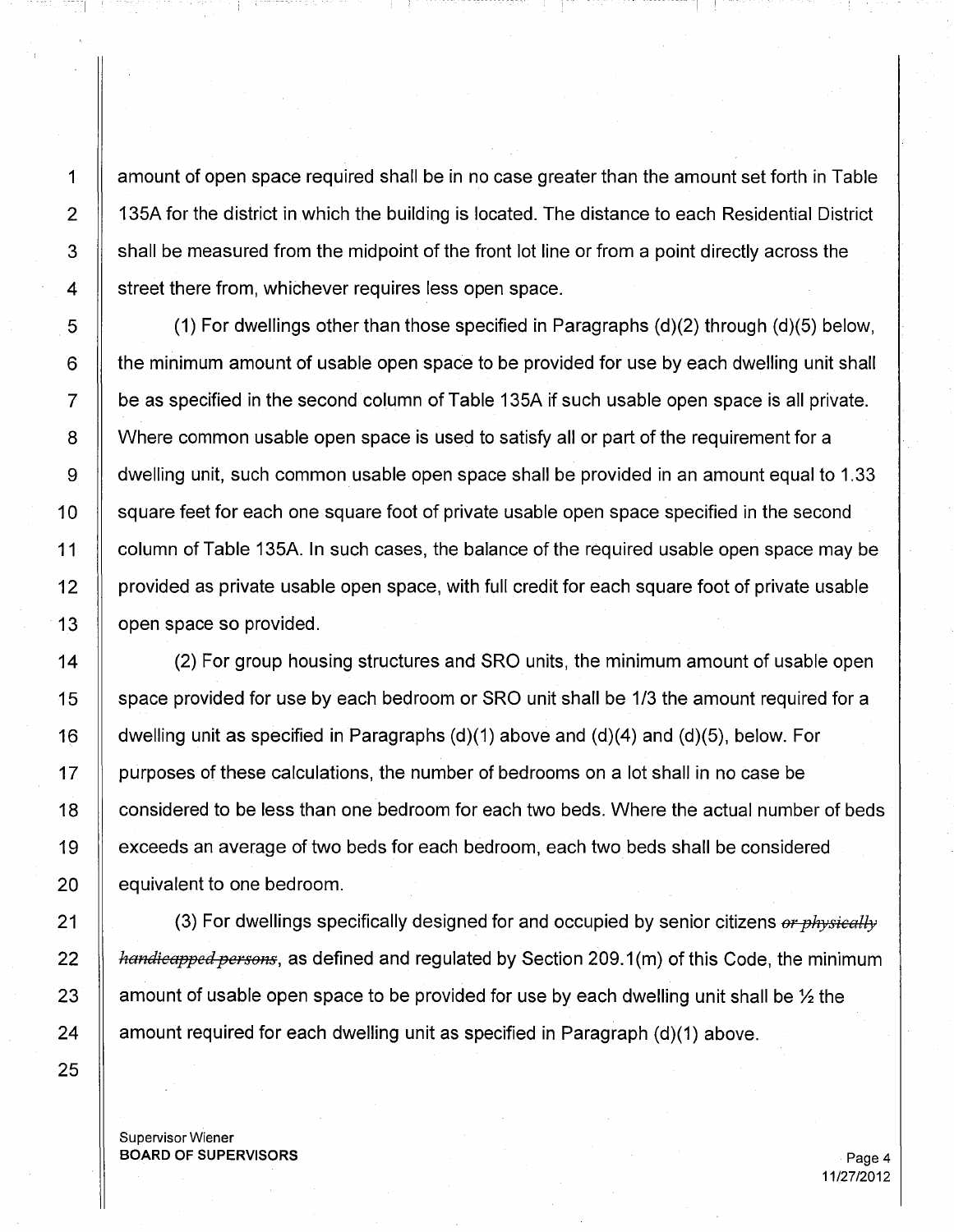amount of open space required shall be in no case greater than the amount set forth in Table 135A for the district in which the building is located. The distance to each Residential District shall be measured from the midpoint of the front lot line or from a point directly across the street there from, whichever requires less open space.

(1) For dwellings other than those specified in Paragraphs (d)(2) through (d)(5) below, the minimum amount of usable open space to be provided for use by each dwelling unit shall be as specified in the second column of Table 135A if such usable open space is all private. Where common usable open space is used to satisfy all or part of the requirement for a dwelling unit, such common usable open space shall be provided in an amount equal to 1.33 square feet for each one square foot of private usable open space specified in the second column of Table 135A. In such cases, the balance of the required usable open space may be provided as private usable open space, with full credit for each square foot of private usable open space so provided.

(2) For group housing structures and SRO units, the minimum amount of usable open space provided for use by each bedroom or SRO unit shall be 1/3 the amount required for a dwelling unit as specified in Paragraphs (d)(1) above and (d)(4) and (d)(5), below. For purposes of these calculations, the number of bedrooms on a lot shall in no case be considered to be less than one bedroom for each two beds. Where the actual number of beds exceeds an average of two beds for each bedroom, each two beds shall be considered equivalent to one bedroom.

(3) For dwellings specifically designed for and occupied by senior citizens ~~*or physically handicapped persons*~~, as defined and regulated by Section 209.1(m) of this Code, the minimum amount of usable open space to be provided for use by each dwelling unit shall be ½ the amount required for each dwelling unit as specified in Paragraph (d)(1) above.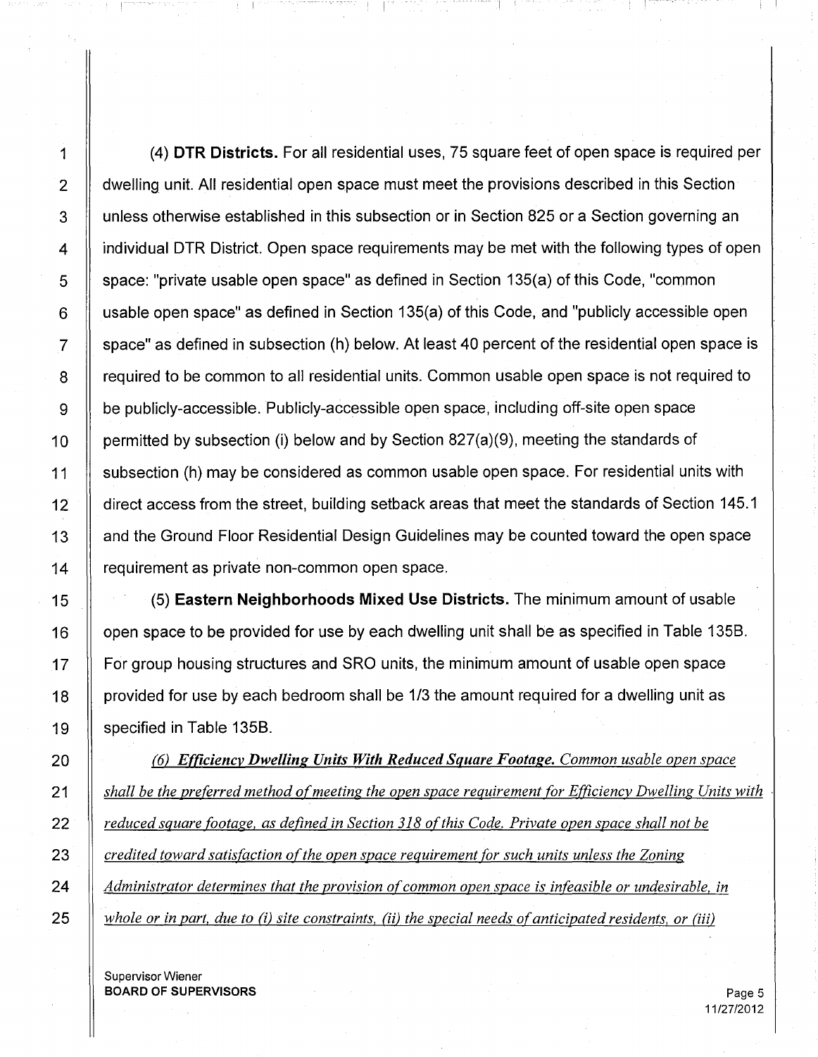(4) **DTR Districts.** For all residential uses, 75 square feet of open space is required per dwelling unit. All residential open space must meet the provisions described in this Section unless otherwise established in this subsection or in Section 825 or a Section governing an individual DTR District. Open space requirements may be met with the following types of open space: "private usable open space" as defined in Section 135(a) of this Code, "common usable open space" as defined in Section 135(a) of this Code, and "publicly accessible open space" as defined in subsection (h) below. At least 40 percent of the residential open space is required to be common to all residential units. Common usable open space is not required to be publicly-accessible. Publicly-accessible open space, including off-site open space permitted by subsection (i) below and by Section 827(a)(9), meeting the standards of subsection (h) may be considered as common usable open space. For residential units with direct access from the street, building setback areas that meet the standards of Section 145.1 and the Ground Floor Residential Design Guidelines may be counted toward the open space requirement as private non-common open space.

(5) **Eastern Neighborhoods Mixed Use Districts.** The minimum amount of usable open space to be provided for use by each dwelling unit shall be as specified in Table 135B. For group housing structures and SRO units, the minimum amount of usable open space provided for use by each bedroom shall be 1/3 the amount required for a dwelling unit as specified in Table 135B.

*(6) **Efficiency Dwelling Units With Reduced Square Footage.** Common usable open space shall be the preferred method of meeting the open space requirement for Efficiency Dwelling Units with reduced square footage, as defined in Section 318 of this Code. Private open space shall not be credited toward satisfaction of the open space requirement for such units unless the Zoning Administrator determines that the provision of common open space is infeasible or undesirable, in whole or in part, due to (i) site constraints, (ii) the special needs of anticipated residents, or (iii)*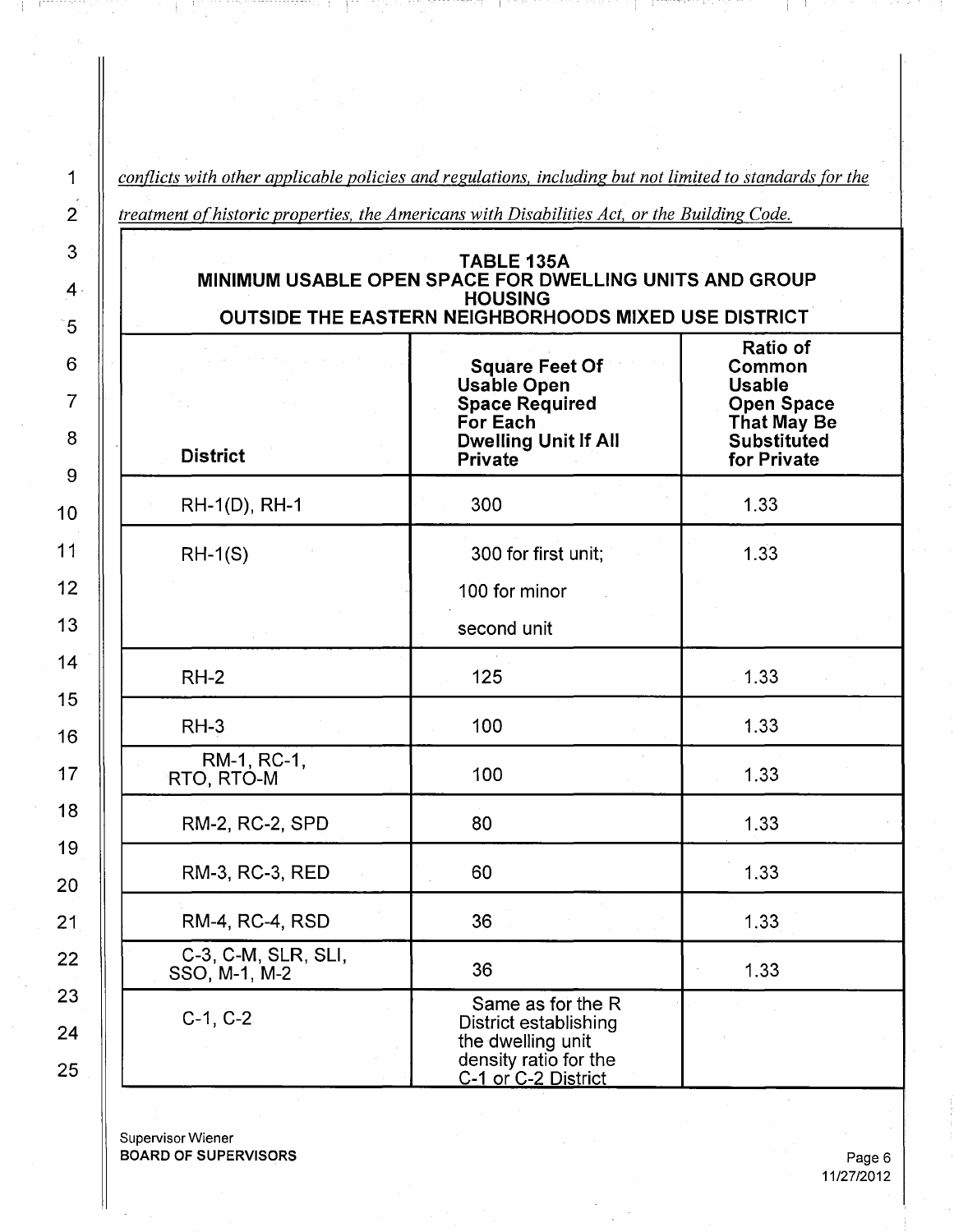*conflicts with other applicable policies and regulations, including but not limited to standards for the treatment of historic properties, the Americans with Disabilities Act, or the Building Code.*

| TABLE 135A<br>MINIMUM USABLE OPEN SPACE FOR DWELLING UNITS AND GROUP HOUSING<br>OUTSIDE THE EASTERN NEIGHBORHOODS MIXED USE DISTRICT | | |
|---|---|---|
| **District** | **Square Feet Of Usable Open Space Required For Each Dwelling Unit If All Private** | **Ratio of Common Usable Open Space That May Be Substituted for Private** |
| RH-1(D), RH-1 | 300 | 1.33 |
| RH-1(S) | 300 for first unit;<br>100 for minor second unit | 1.33 |
| RH-2 | 125 | 1.33 |
| RH-3 | 100 | 1.33 |
| RM-1, RC-1, RTO, RTO-M | 100 | 1.33 |
| RM-2, RC-2, SPD | 80 | 1.33 |
| RM-3, RC-3, RED | 60 | 1.33 |
| RM-4, RC-4, RSD | 36 | 1.33 |
| C-3, C-M, SLR, SLI, SSO, M-1, M-2 | 36 | 1.33 |
| C-1, C-2 | Same as for the R District establishing the dwelling unit density ratio for the C-1 or C-2 District | |

Supervisor Wiener
**BOARD OF SUPERVISORS**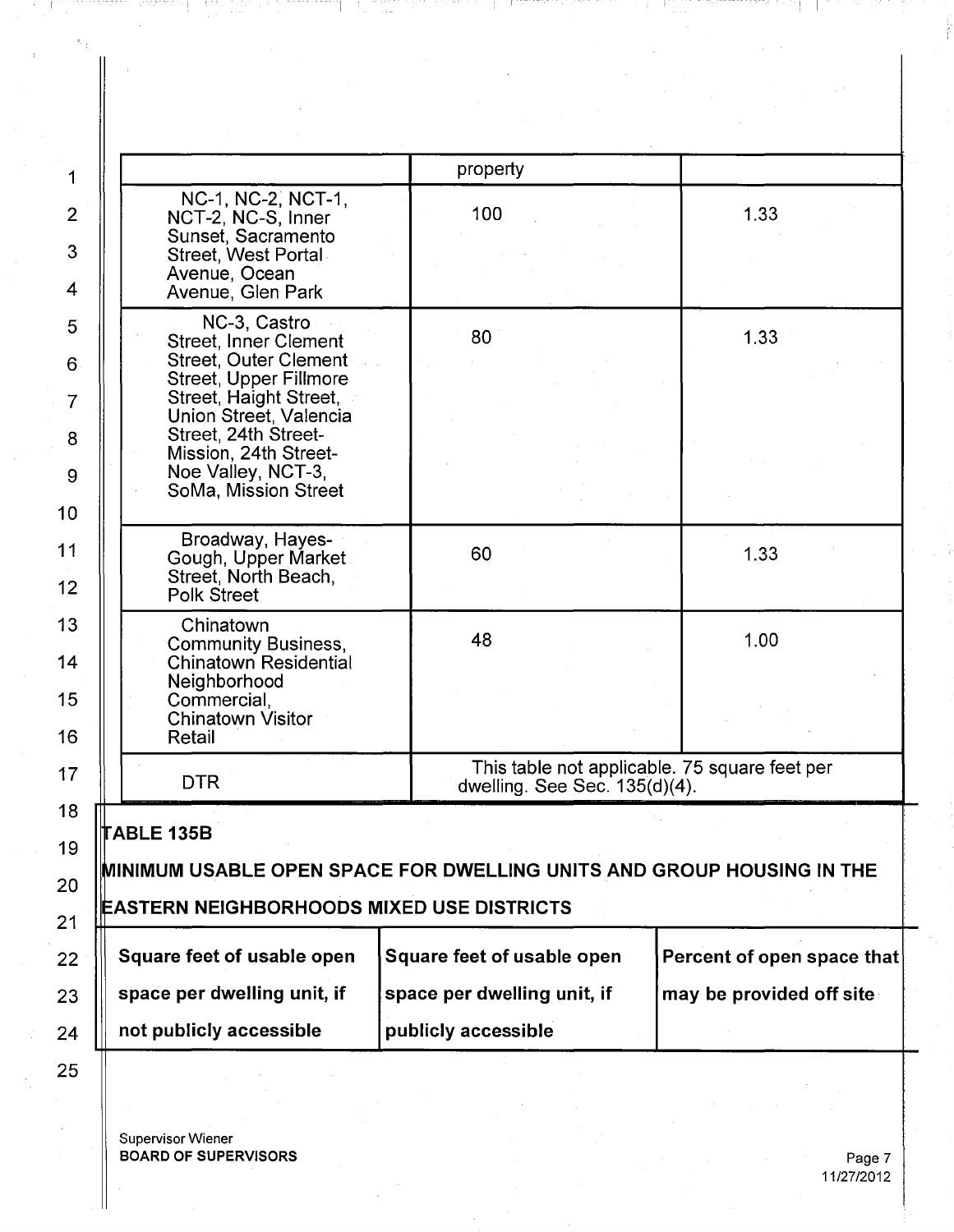| | property | |
|---|---|---|
| NC-1, NC-2, NCT-1, NCT-2, NC-S, Inner Sunset, Sacramento Street, West Portal Avenue, Ocean Avenue, Glen Park | 100 | 1.33 |
| NC-3, Castro Street, Inner Clement Street, Outer Clement Street, Upper Fillmore Street, Haight Street, Union Street, Valencia Street, 24th Street-Mission, 24th Street-Noe Valley, NCT-3, SoMa, Mission Street | 80 | 1.33 |
| Broadway, Hayes-Gough, Upper Market Street, North Beach, Polk Street | 60 | 1.33 |
| Chinatown Community Business, Chinatown Residential Neighborhood Commercial, Chinatown Visitor Retail | 48 | 1.00 |
| DTR | This table not applicable. 75 square feet per dwelling. See Sec. 135(d)(4). | |

**TABLE 135B**

**MINIMUM USABLE OPEN SPACE FOR DWELLING UNITS AND GROUP HOUSING IN THE EASTERN NEIGHBORHOODS MIXED USE DISTRICTS**

| Square feet of usable open space per dwelling unit, if not publicly accessible | Square feet of usable open space per dwelling unit, if publicly accessible | Percent of open space that may be provided off site |
|---|---|---|

Supervisor Wiener
**BOARD OF SUPERVISORS**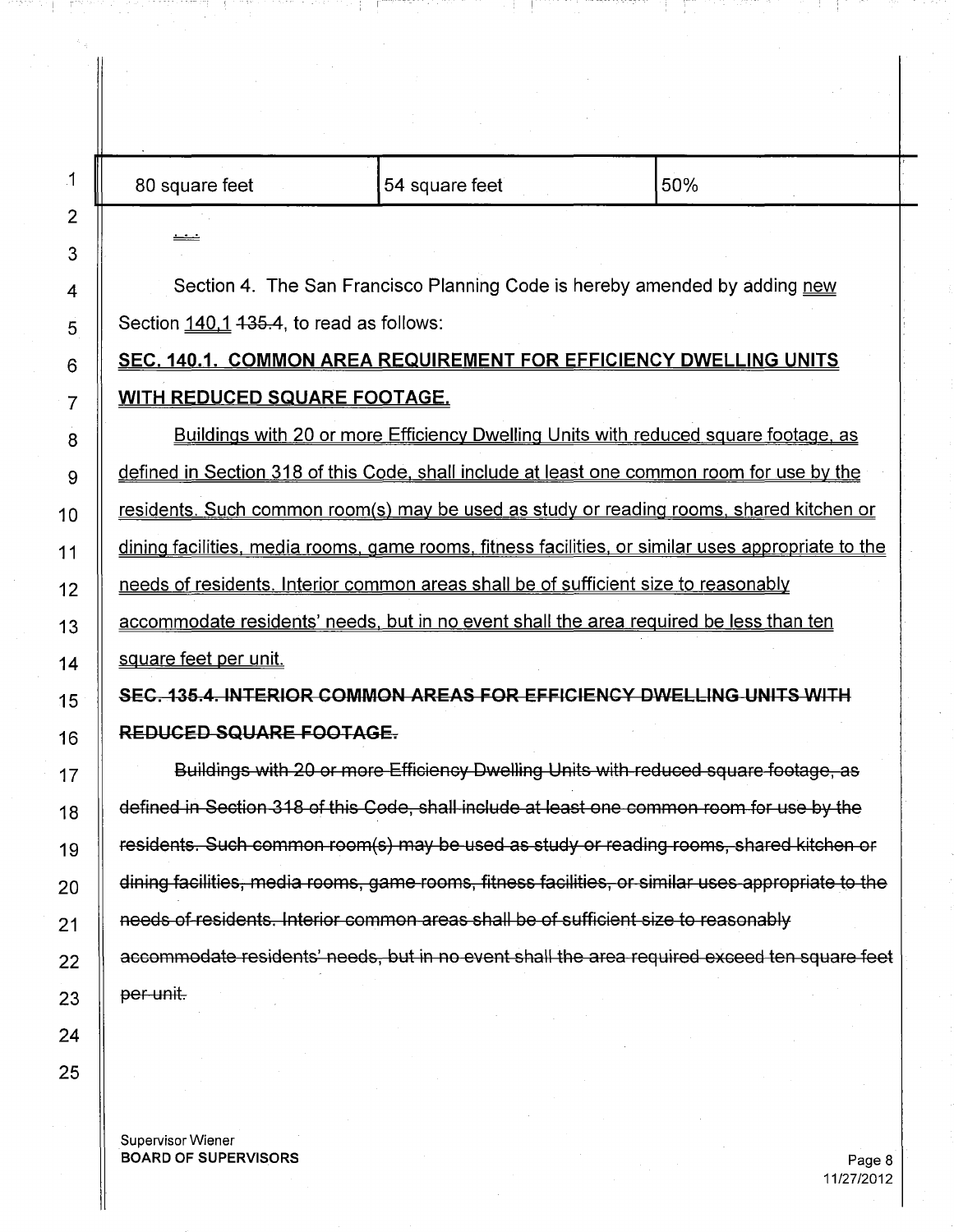| 80 square feet | 54 square feet | 50% |
|---|---|---|

. . .

Section 4. The San Francisco Planning Code is hereby amended by adding new Section 140.1 ~~135.4~~, to read as follows:

**SEC. 140.1. COMMON AREA REQUIREMENT FOR EFFICIENCY DWELLING UNITS WITH REDUCED SQUARE FOOTAGE.**

Buildings with 20 or more Efficiency Dwelling Units with reduced square footage, as defined in Section 318 of this Code, shall include at least one common room for use by the residents. Such common room(s) may be used as study or reading rooms, shared kitchen or dining facilities, media rooms, game rooms, fitness facilities, or similar uses appropriate to the needs of residents. Interior common areas shall be of sufficient size to reasonably accommodate residents' needs, but in no event shall the area required be less than ten square feet per unit.

~~**SEC. 135.4. INTERIOR COMMON AREAS FOR EFFICIENCY DWELLING UNITS WITH REDUCED SQUARE FOOTAGE.**~~

~~Buildings with 20 or more Efficiency Dwelling Units with reduced square footage, as defined in Section 318 of this Code, shall include at least one common room for use by the residents. Such common room(s) may be used as study or reading rooms, shared kitchen or dining facilities, media rooms, game rooms, fitness facilities, or similar uses appropriate to the needs of residents. Interior common areas shall be of sufficient size to reasonably accommodate residents' needs, but in no event shall the area required exceed ten square feet per unit.~~

Supervisor Wiener
**BOARD OF SUPERVISORS**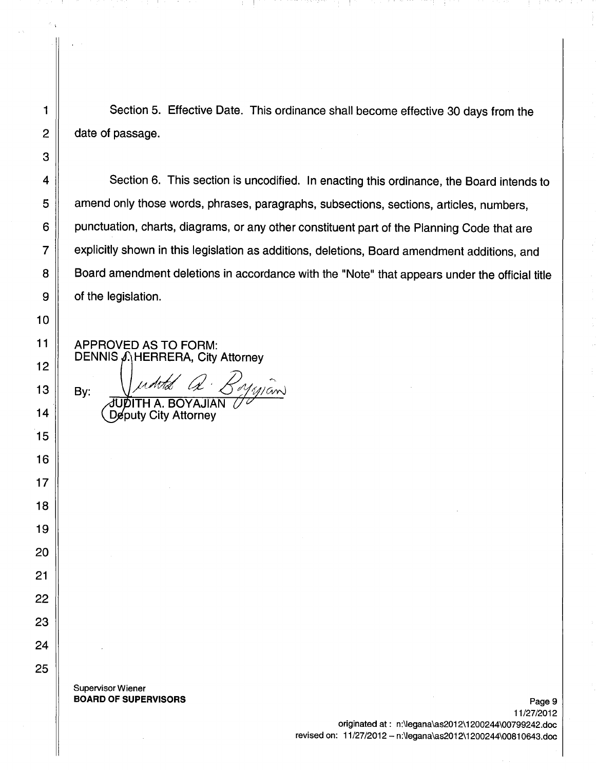Section 5. Effective Date. This ordinance shall become effective 30 days from the date of passage.

Section 6. This section is uncodified. In enacting this ordinance, the Board intends to amend only those words, phrases, paragraphs, subsections, sections, articles, numbers, punctuation, charts, diagrams, or any other constituent part of the Planning Code that are explicitly shown in this legislation as additions, deletions, Board amendment additions, and Board amendment deletions in accordance with the "Note" that appears under the official title of the legislation.

APPROVED AS TO FORM:
DENNIS J. HERRERA, City Attorney

By: JUDITH A. BOYAJIAN
Deputy City Attorney

Supervisor Wiener
**BOARD OF SUPERVISORS**

11/27/2012
originated at : n:\legana\as2012\1200244\00799242.doc
revised on: 11/27/2012 – n:\legana\as2012\1200244\00810643.doc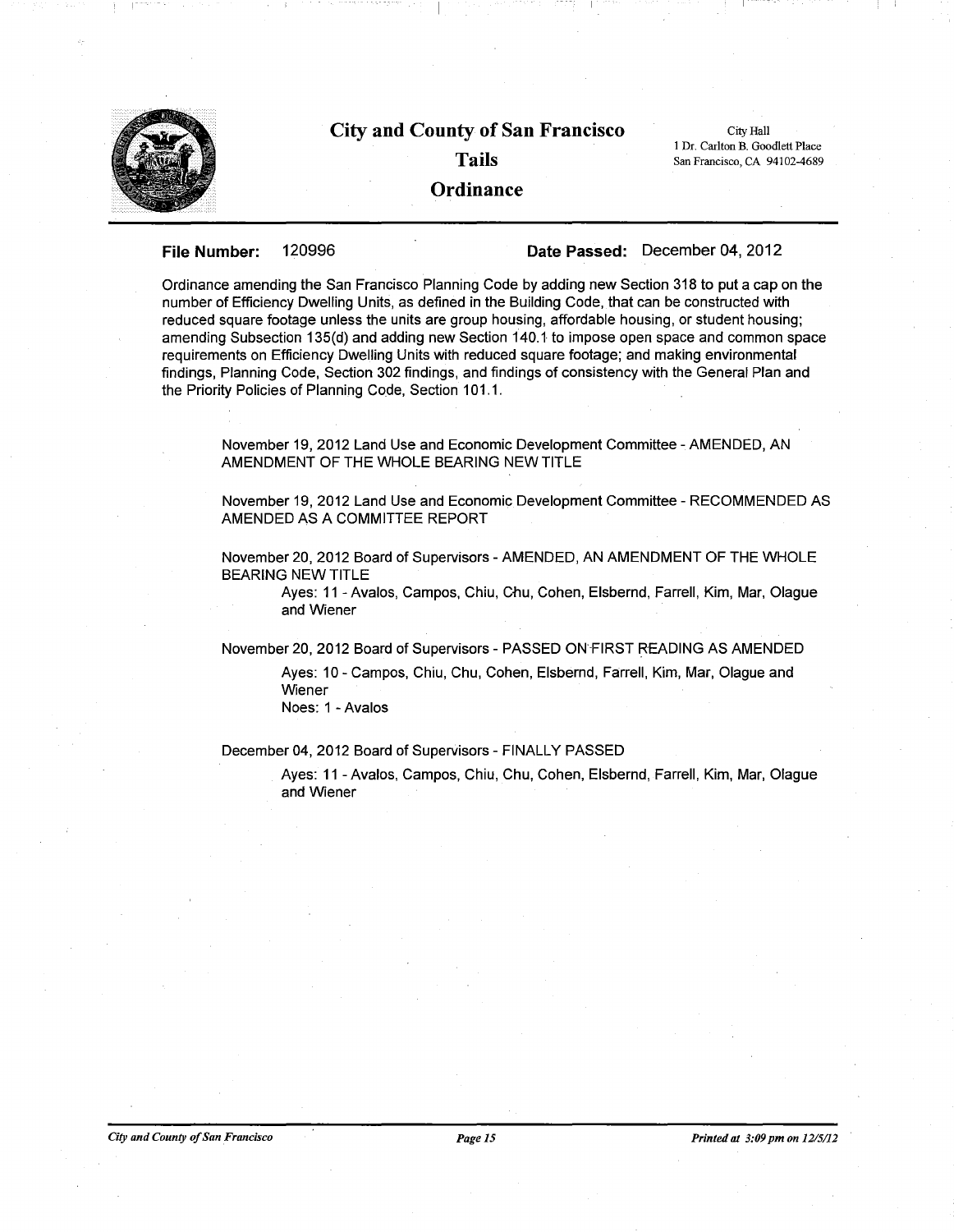# City and County of San Francisco

## Tails

## Ordinance

City Hall
1 Dr. Carlton B. Goodlett Place
San Francisco, CA 94102-4689

---

**File Number:** 120996 **Date Passed:** December 04, 2012

Ordinance amending the San Francisco Planning Code by adding new Section 318 to put a cap on the number of Efficiency Dwelling Units, as defined in the Building Code, that can be constructed with reduced square footage unless the units are group housing, affordable housing, or student housing; amending Subsection 135(d) and adding new Section 140.1 to impose open space and common space requirements on Efficiency Dwelling Units with reduced square footage; and making environmental findings, Planning Code, Section 302 findings, and findings of consistency with the General Plan and the Priority Policies of Planning Code, Section 101.1.

November 19, 2012 Land Use and Economic Development Committee - AMENDED, AN AMENDMENT OF THE WHOLE BEARING NEW TITLE

November 19, 2012 Land Use and Economic Development Committee - RECOMMENDED AS AMENDED AS A COMMITTEE REPORT

November 20, 2012 Board of Supervisors - AMENDED, AN AMENDMENT OF THE WHOLE BEARING NEW TITLE

Ayes: 11 - Avalos, Campos, Chiu, Chu, Cohen, Elsbernd, Farrell, Kim, Mar, Olague and Wiener

November 20, 2012 Board of Supervisors - PASSED ON FIRST READING AS AMENDED

Ayes: 10 - Campos, Chiu, Chu, Cohen, Elsbernd, Farrell, Kim, Mar, Olague and Wiener
Noes: 1 - Avalos

December 04, 2012 Board of Supervisors - FINALLY PASSED

Ayes: 11 - Avalos, Campos, Chiu, Chu, Cohen, Elsbernd, Farrell, Kim, Mar, Olague and Wiener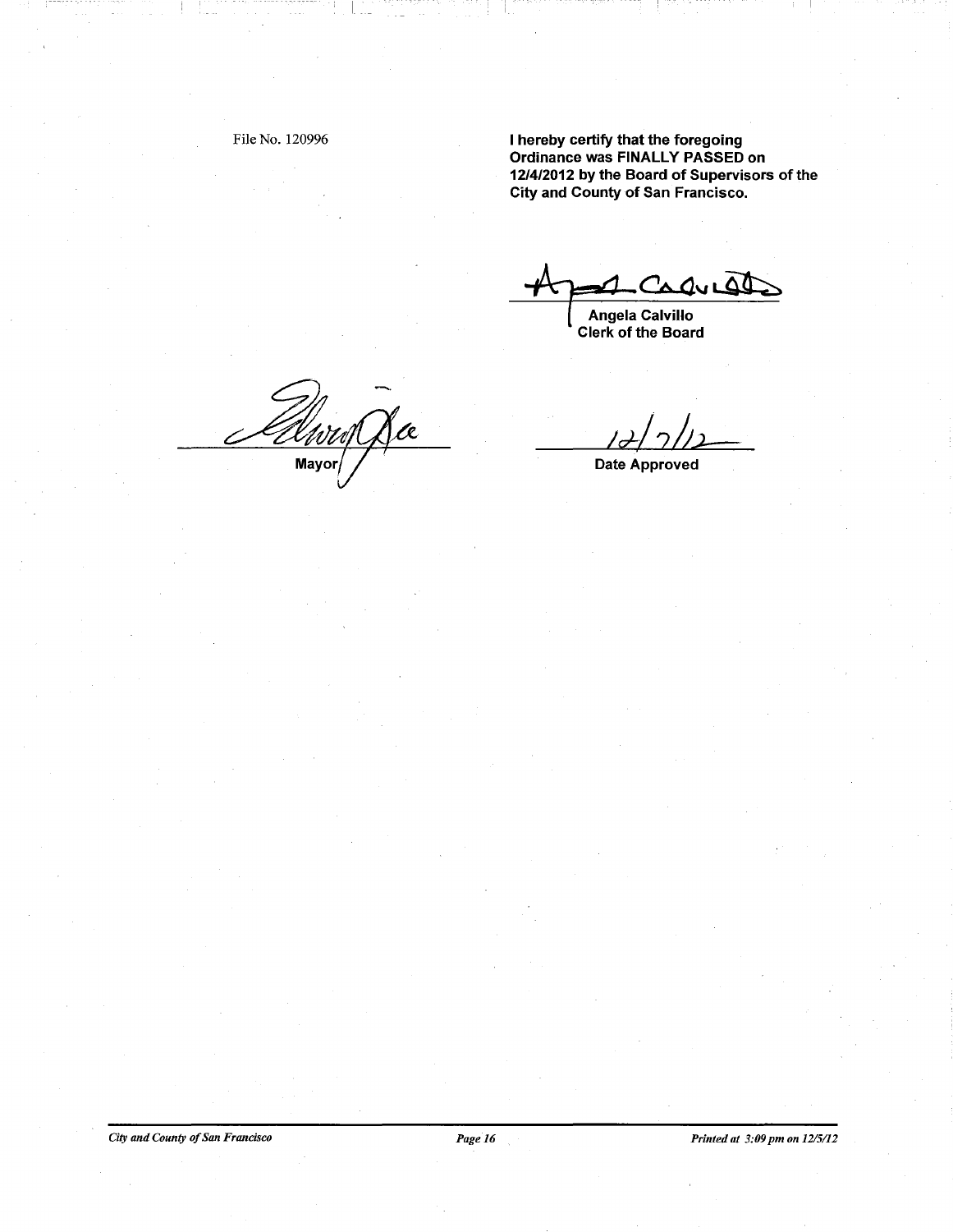File No. 120996

**I hereby certify that the foregoing Ordinance was FINALLY PASSED on 12/4/2012 by the Board of Supervisors of the City and County of San Francisco.**

**Angela Calvillo**
**Clerk of the Board**

**Mayor**

12/7/12
**Date Approved**